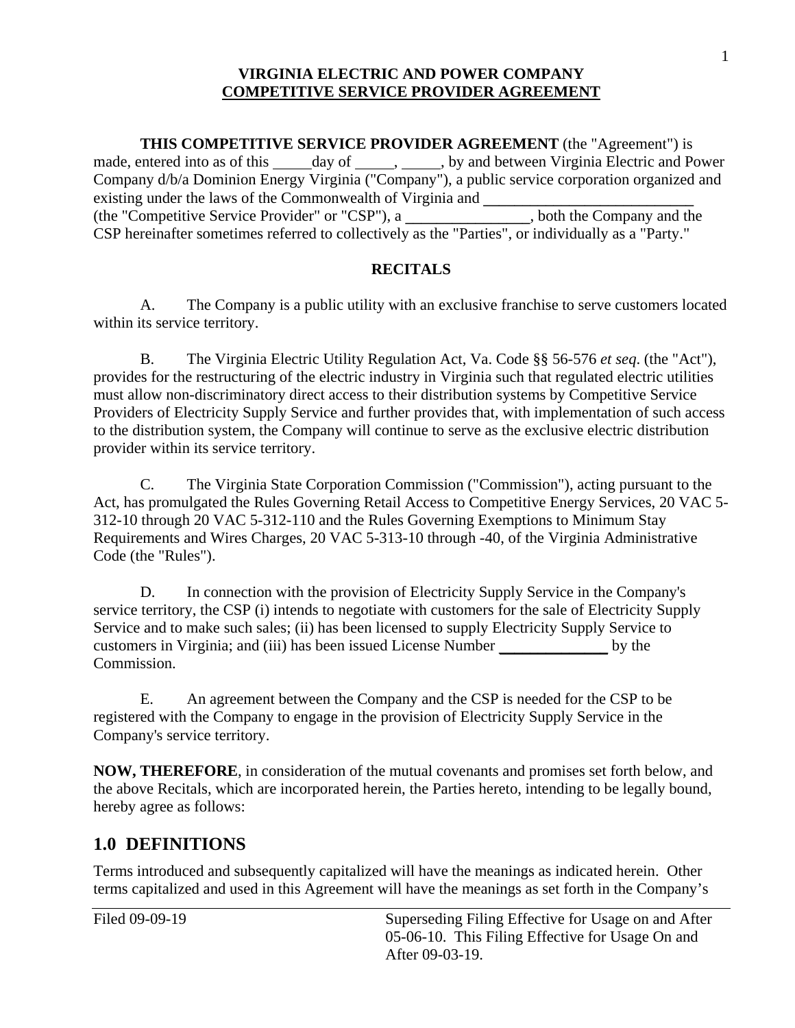**VIRGINIA ELECTRIC AND POWER COMPANY**
**COMPETITIVE SERVICE PROVIDER AGREEMENT**

**THIS COMPETITIVE SERVICE PROVIDER AGREEMENT** (the "Agreement") is made, entered into as of this _____day of _____, _____, by and between Virginia Electric and Power Company d/b/a Dominion Energy Virginia ("Company"), a public service corporation organized and existing under the laws of the Commonwealth of Virginia and ___________________________ (the "Competitive Service Provider" or "CSP"), a ________________, both the Company and the CSP hereinafter sometimes referred to collectively as the "Parties", or individually as a "Party."

**RECITALS**

A. The Company is a public utility with an exclusive franchise to serve customers located within its service territory.

B. The Virginia Electric Utility Regulation Act, Va. Code §§ 56-576 *et seq*. (the "Act"), provides for the restructuring of the electric industry in Virginia such that regulated electric utilities must allow non-discriminatory direct access to their distribution systems by Competitive Service Providers of Electricity Supply Service and further provides that, with implementation of such access to the distribution system, the Company will continue to serve as the exclusive electric distribution provider within its service territory.

C. The Virginia State Corporation Commission ("Commission"), acting pursuant to the Act, has promulgated the Rules Governing Retail Access to Competitive Energy Services, 20 VAC 5-312-10 through 20 VAC 5-312-110 and the Rules Governing Exemptions to Minimum Stay Requirements and Wires Charges, 20 VAC 5-313-10 through -40, of the Virginia Administrative Code (the "Rules").

D. In connection with the provision of Electricity Supply Service in the Company's service territory, the CSP (i) intends to negotiate with customers for the sale of Electricity Supply Service and to make such sales; (ii) has been licensed to supply Electricity Supply Service to customers in Virginia; and (iii) has been issued License Number ______________ by the Commission.

E. An agreement between the Company and the CSP is needed for the CSP to be registered with the Company to engage in the provision of Electricity Supply Service in the Company's service territory.

**NOW, THEREFORE**, in consideration of the mutual covenants and promises set forth below, and the above Recitals, which are incorporated herein, the Parties hereto, intending to be legally bound, hereby agree as follows:

## 1.0 DEFINITIONS

Terms introduced and subsequently capitalized will have the meanings as indicated herein. Other terms capitalized and used in this Agreement will have the meanings as set forth in the Company's

Filed 09-09-19 | Superseding Filing Effective for Usage on and After 05-06-10. This Filing Effective for Usage On and After 09-03-19.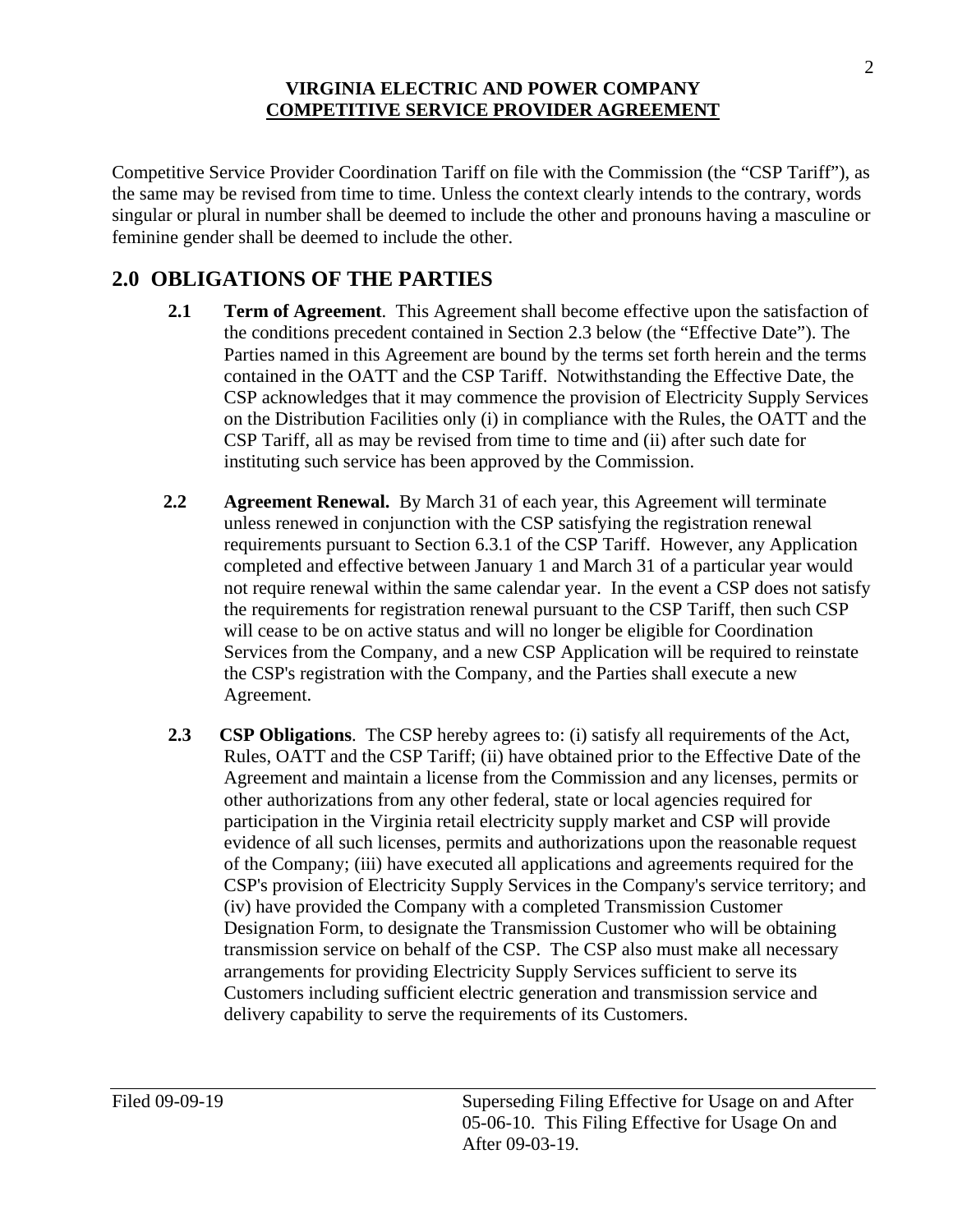Competitive Service Provider Coordination Tariff on file with the Commission (the "CSP Tariff"), as the same may be revised from time to time. Unless the context clearly intends to the contrary, words singular or plural in number shall be deemed to include the other and pronouns having a masculine or feminine gender shall be deemed to include the other.

## 2.0 OBLIGATIONS OF THE PARTIES

**2.1 Term of Agreement**. This Agreement shall become effective upon the satisfaction of the conditions precedent contained in Section 2.3 below (the "Effective Date"). The Parties named in this Agreement are bound by the terms set forth herein and the terms contained in the OATT and the CSP Tariff. Notwithstanding the Effective Date, the CSP acknowledges that it may commence the provision of Electricity Supply Services on the Distribution Facilities only (i) in compliance with the Rules, the OATT and the CSP Tariff, all as may be revised from time to time and (ii) after such date for instituting such service has been approved by the Commission.

**2.2 Agreement Renewal.** By March 31 of each year, this Agreement will terminate unless renewed in conjunction with the CSP satisfying the registration renewal requirements pursuant to Section 6.3.1 of the CSP Tariff. However, any Application completed and effective between January 1 and March 31 of a particular year would not require renewal within the same calendar year. In the event a CSP does not satisfy the requirements for registration renewal pursuant to the CSP Tariff, then such CSP will cease to be on active status and will no longer be eligible for Coordination Services from the Company, and a new CSP Application will be required to reinstate the CSP's registration with the Company, and the Parties shall execute a new Agreement.

**2.3 CSP Obligations**. The CSP hereby agrees to: (i) satisfy all requirements of the Act, Rules, OATT and the CSP Tariff; (ii) have obtained prior to the Effective Date of the Agreement and maintain a license from the Commission and any licenses, permits or other authorizations from any other federal, state or local agencies required for participation in the Virginia retail electricity supply market and CSP will provide evidence of all such licenses, permits and authorizations upon the reasonable request of the Company; (iii) have executed all applications and agreements required for the CSP's provision of Electricity Supply Services in the Company's service territory; and (iv) have provided the Company with a completed Transmission Customer Designation Form, to designate the Transmission Customer who will be obtaining transmission service on behalf of the CSP. The CSP also must make all necessary arrangements for providing Electricity Supply Services sufficient to serve its Customers including sufficient electric generation and transmission service and delivery capability to serve the requirements of its Customers.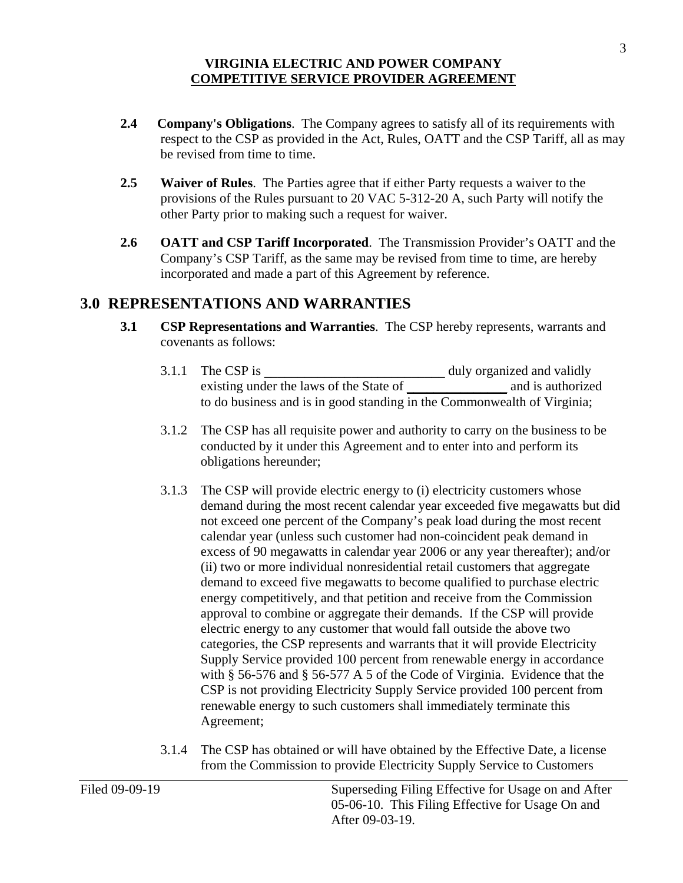**2.4 Company's Obligations**. The Company agrees to satisfy all of its requirements with respect to the CSP as provided in the Act, Rules, OATT and the CSP Tariff, all as may be revised from time to time.

**2.5 Waiver of Rules**. The Parties agree that if either Party requests a waiver to the provisions of the Rules pursuant to 20 VAC 5-312-20 A, such Party will notify the other Party prior to making such a request for waiver.

**2.6 OATT and CSP Tariff Incorporated**. The Transmission Provider's OATT and the Company's CSP Tariff, as the same may be revised from time to time, are hereby incorporated and made a part of this Agreement by reference.

## 3.0 REPRESENTATIONS AND WARRANTIES

**3.1 CSP Representations and Warranties**. The CSP hereby represents, warrants and covenants as follows:

3.1.1 The CSP is ___________________________ duly organized and validly existing under the laws of the State of _______________ and is authorized to do business and is in good standing in the Commonwealth of Virginia;

3.1.2 The CSP has all requisite power and authority to carry on the business to be conducted by it under this Agreement and to enter into and perform its obligations hereunder;

3.1.3 The CSP will provide electric energy to (i) electricity customers whose demand during the most recent calendar year exceeded five megawatts but did not exceed one percent of the Company's peak load during the most recent calendar year (unless such customer had non-coincident peak demand in excess of 90 megawatts in calendar year 2006 or any year thereafter); and/or (ii) two or more individual nonresidential retail customers that aggregate demand to exceed five megawatts to become qualified to purchase electric energy competitively, and that petition and receive from the Commission approval to combine or aggregate their demands. If the CSP will provide electric energy to any customer that would fall outside the above two categories, the CSP represents and warrants that it will provide Electricity Supply Service provided 100 percent from renewable energy in accordance with § 56-576 and § 56-577 A 5 of the Code of Virginia. Evidence that the CSP is not providing Electricity Supply Service provided 100 percent from renewable energy to such customers shall immediately terminate this Agreement;

3.1.4 The CSP has obtained or will have obtained by the Effective Date, a license from the Commission to provide Electricity Supply Service to Customers

Filed 09-09-19

Superseding Filing Effective for Usage on and After 05-06-10. This Filing Effective for Usage On and After 09-03-19.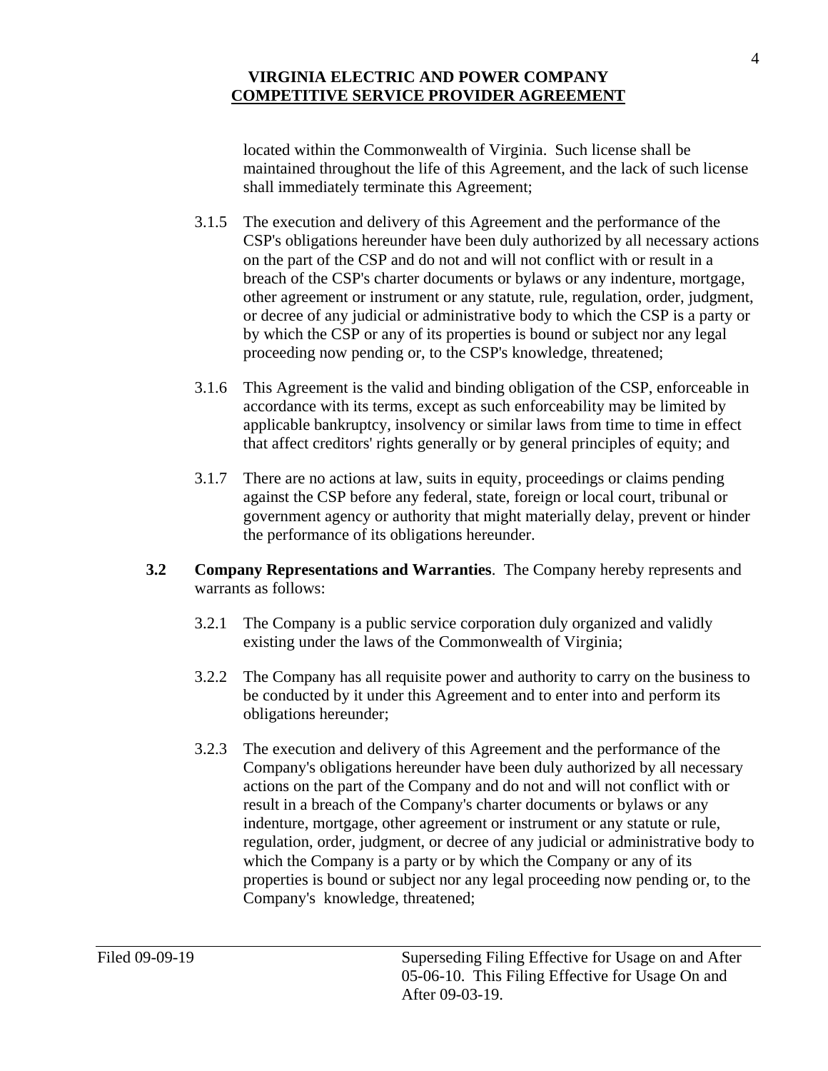located within the Commonwealth of Virginia. Such license shall be maintained throughout the life of this Agreement, and the lack of such license shall immediately terminate this Agreement;

3.1.5 The execution and delivery of this Agreement and the performance of the CSP's obligations hereunder have been duly authorized by all necessary actions on the part of the CSP and do not and will not conflict with or result in a breach of the CSP's charter documents or bylaws or any indenture, mortgage, other agreement or instrument or any statute, rule, regulation, order, judgment, or decree of any judicial or administrative body to which the CSP is a party or by which the CSP or any of its properties is bound or subject nor any legal proceeding now pending or, to the CSP's knowledge, threatened;

3.1.6 This Agreement is the valid and binding obligation of the CSP, enforceable in accordance with its terms, except as such enforceability may be limited by applicable bankruptcy, insolvency or similar laws from time to time in effect that affect creditors' rights generally or by general principles of equity; and

3.1.7 There are no actions at law, suits in equity, proceedings or claims pending against the CSP before any federal, state, foreign or local court, tribunal or government agency or authority that might materially delay, prevent or hinder the performance of its obligations hereunder.

**3.2 Company Representations and Warranties**. The Company hereby represents and warrants as follows:

3.2.1 The Company is a public service corporation duly organized and validly existing under the laws of the Commonwealth of Virginia;

3.2.2 The Company has all requisite power and authority to carry on the business to be conducted by it under this Agreement and to enter into and perform its obligations hereunder;

3.2.3 The execution and delivery of this Agreement and the performance of the Company's obligations hereunder have been duly authorized by all necessary actions on the part of the Company and do not and will not conflict with or result in a breach of the Company's charter documents or bylaws or any indenture, mortgage, other agreement or instrument or any statute or rule, regulation, order, judgment, or decree of any judicial or administrative body to which the Company is a party or by which the Company or any of its properties is bound or subject nor any legal proceeding now pending or, to the Company's knowledge, threatened;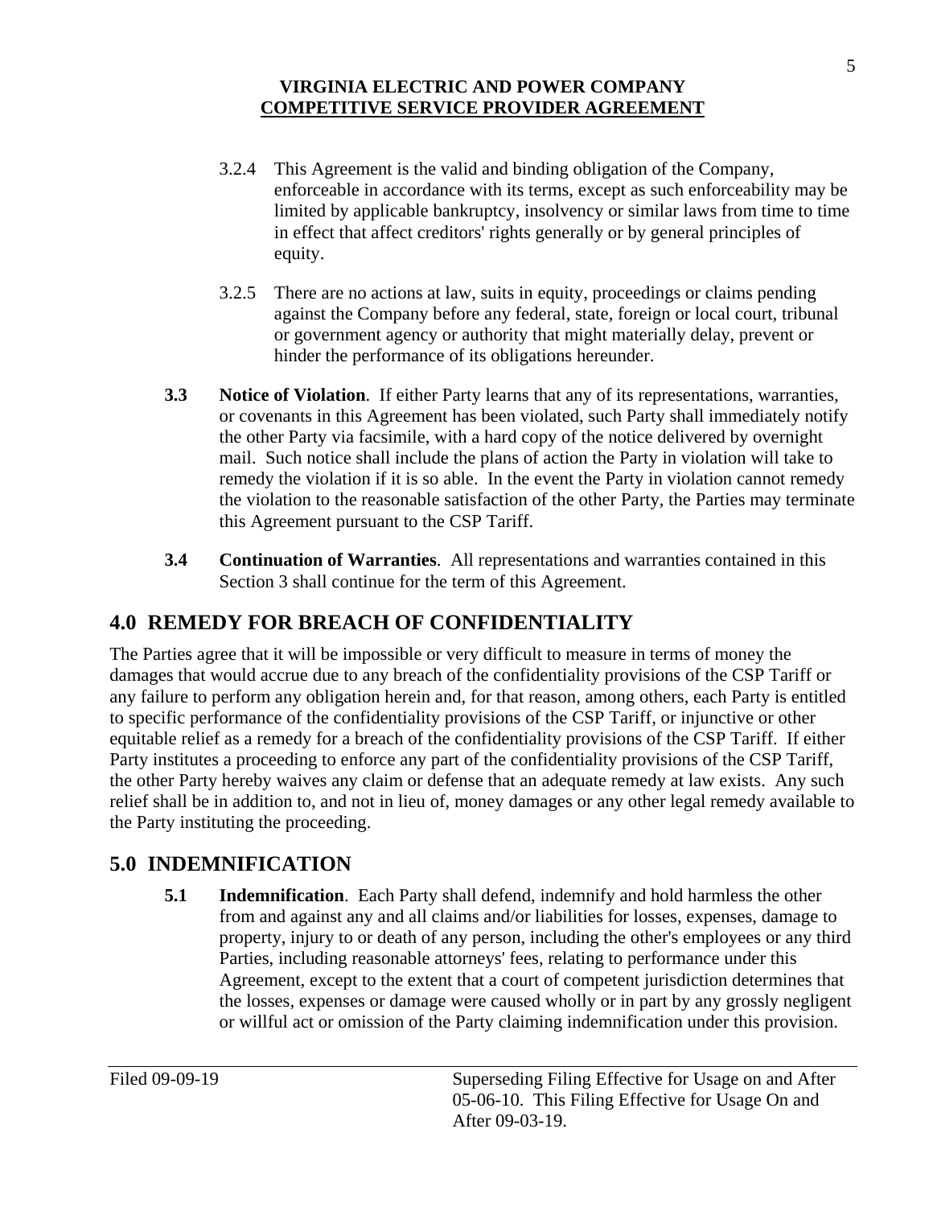3.2.4 This Agreement is the valid and binding obligation of the Company, enforceable in accordance with its terms, except as such enforceability may be limited by applicable bankruptcy, insolvency or similar laws from time to time in effect that affect creditors' rights generally or by general principles of equity.

3.2.5 There are no actions at law, suits in equity, proceedings or claims pending against the Company before any federal, state, foreign or local court, tribunal or government agency or authority that might materially delay, prevent or hinder the performance of its obligations hereunder.

**3.3 Notice of Violation**. If either Party learns that any of its representations, warranties, or covenants in this Agreement has been violated, such Party shall immediately notify the other Party via facsimile, with a hard copy of the notice delivered by overnight mail. Such notice shall include the plans of action the Party in violation will take to remedy the violation if it is so able. In the event the Party in violation cannot remedy the violation to the reasonable satisfaction of the other Party, the Parties may terminate this Agreement pursuant to the CSP Tariff.

**3.4 Continuation of Warranties**. All representations and warranties contained in this Section 3 shall continue for the term of this Agreement.

## 4.0 REMEDY FOR BREACH OF CONFIDENTIALITY

The Parties agree that it will be impossible or very difficult to measure in terms of money the damages that would accrue due to any breach of the confidentiality provisions of the CSP Tariff or any failure to perform any obligation herein and, for that reason, among others, each Party is entitled to specific performance of the confidentiality provisions of the CSP Tariff, or injunctive or other equitable relief as a remedy for a breach of the confidentiality provisions of the CSP Tariff. If either Party institutes a proceeding to enforce any part of the confidentiality provisions of the CSP Tariff, the other Party hereby waives any claim or defense that an adequate remedy at law exists. Any such relief shall be in addition to, and not in lieu of, money damages or any other legal remedy available to the Party instituting the proceeding.

## 5.0 INDEMNIFICATION

**5.1 Indemnification**. Each Party shall defend, indemnify and hold harmless the other from and against any and all claims and/or liabilities for losses, expenses, damage to property, injury to or death of any person, including the other's employees or any third Parties, including reasonable attorneys' fees, relating to performance under this Agreement, except to the extent that a court of competent jurisdiction determines that the losses, expenses or damage were caused wholly or in part by any grossly negligent or willful act or omission of the Party claiming indemnification under this provision.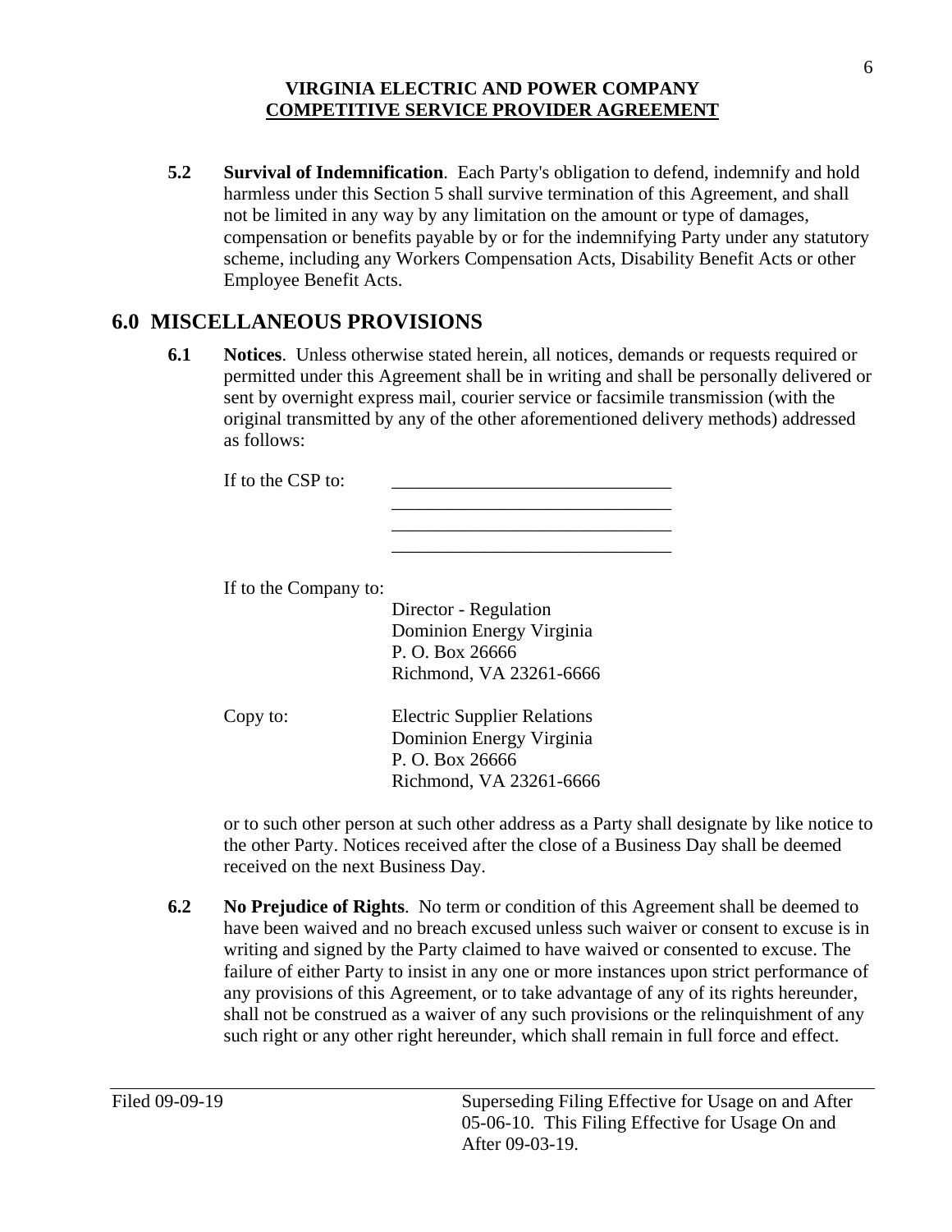**5.2 Survival of Indemnification**. Each Party's obligation to defend, indemnify and hold harmless under this Section 5 shall survive termination of this Agreement, and shall not be limited in any way by any limitation on the amount or type of damages, compensation or benefits payable by or for the indemnifying Party under any statutory scheme, including any Workers Compensation Acts, Disability Benefit Acts or other Employee Benefit Acts.

## 6.0 MISCELLANEOUS PROVISIONS

**6.1 Notices**. Unless otherwise stated herein, all notices, demands or requests required or permitted under this Agreement shall be in writing and shall be personally delivered or sent by overnight express mail, courier service or facsimile transmission (with the original transmitted by any of the other aforementioned delivery methods) addressed as follows:

If to the CSP to: ______________________________
______________________________
______________________________
______________________________

If to the Company to:
Director - Regulation
Dominion Energy Virginia
P. O. Box 26666
Richmond, VA 23261-6666

Copy to:
Electric Supplier Relations
Dominion Energy Virginia
P. O. Box 26666
Richmond, VA 23261-6666

or to such other person at such other address as a Party shall designate by like notice to the other Party. Notices received after the close of a Business Day shall be deemed received on the next Business Day.

**6.2 No Prejudice of Rights**. No term or condition of this Agreement shall be deemed to have been waived and no breach excused unless such waiver or consent to excuse is in writing and signed by the Party claimed to have waived or consented to excuse. The failure of either Party to insist in any one or more instances upon strict performance of any provisions of this Agreement, or to take advantage of any of its rights hereunder, shall not be construed as a waiver of any such provisions or the relinquishment of any such right or any other right hereunder, which shall remain in full force and effect.

Filed 09-09-19

Superseding Filing Effective for Usage on and After 05-06-10. This Filing Effective for Usage On and After 09-03-19.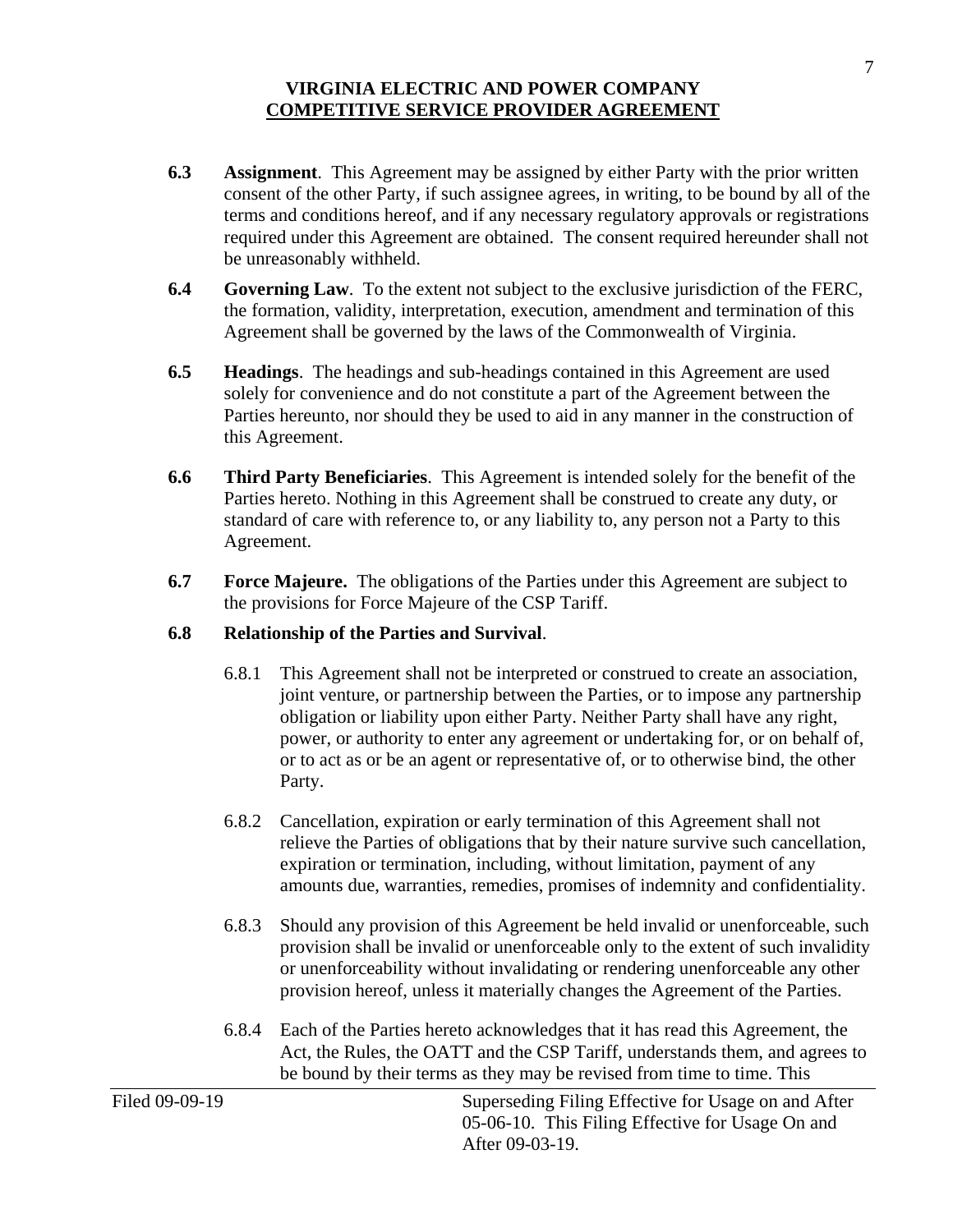- **6.3 Assignment**. This Agreement may be assigned by either Party with the prior written consent of the other Party, if such assignee agrees, in writing, to be bound by all of the terms and conditions hereof, and if any necessary regulatory approvals or registrations required under this Agreement are obtained. The consent required hereunder shall not be unreasonably withheld.

- **6.4 Governing Law**. To the extent not subject to the exclusive jurisdiction of the FERC, the formation, validity, interpretation, execution, amendment and termination of this Agreement shall be governed by the laws of the Commonwealth of Virginia.

- **6.5 Headings**. The headings and sub-headings contained in this Agreement are used solely for convenience and do not constitute a part of the Agreement between the Parties hereunto, nor should they be used to aid in any manner in the construction of this Agreement.

- **6.6 Third Party Beneficiaries**. This Agreement is intended solely for the benefit of the Parties hereto. Nothing in this Agreement shall be construed to create any duty, or standard of care with reference to, or any liability to, any person not a Party to this Agreement.

- **6.7 Force Majeure.** The obligations of the Parties under this Agreement are subject to the provisions for Force Majeure of the CSP Tariff.

- **6.8 Relationship of the Parties and Survival**.

  - 6.8.1 This Agreement shall not be interpreted or construed to create an association, joint venture, or partnership between the Parties, or to impose any partnership obligation or liability upon either Party. Neither Party shall have any right, power, or authority to enter any agreement or undertaking for, or on behalf of, or to act as or be an agent or representative of, or to otherwise bind, the other Party.

  - 6.8.2 Cancellation, expiration or early termination of this Agreement shall not relieve the Parties of obligations that by their nature survive such cancellation, expiration or termination, including, without limitation, payment of any amounts due, warranties, remedies, promises of indemnity and confidentiality.

  - 6.8.3 Should any provision of this Agreement be held invalid or unenforceable, such provision shall be invalid or unenforceable only to the extent of such invalidity or unenforceability without invalidating or rendering unenforceable any other provision hereof, unless it materially changes the Agreement of the Parties.

  - 6.8.4 Each of the Parties hereto acknowledges that it has read this Agreement, the Act, the Rules, the OATT and the CSP Tariff, understands them, and agrees to be bound by their terms as they may be revised from time to time. This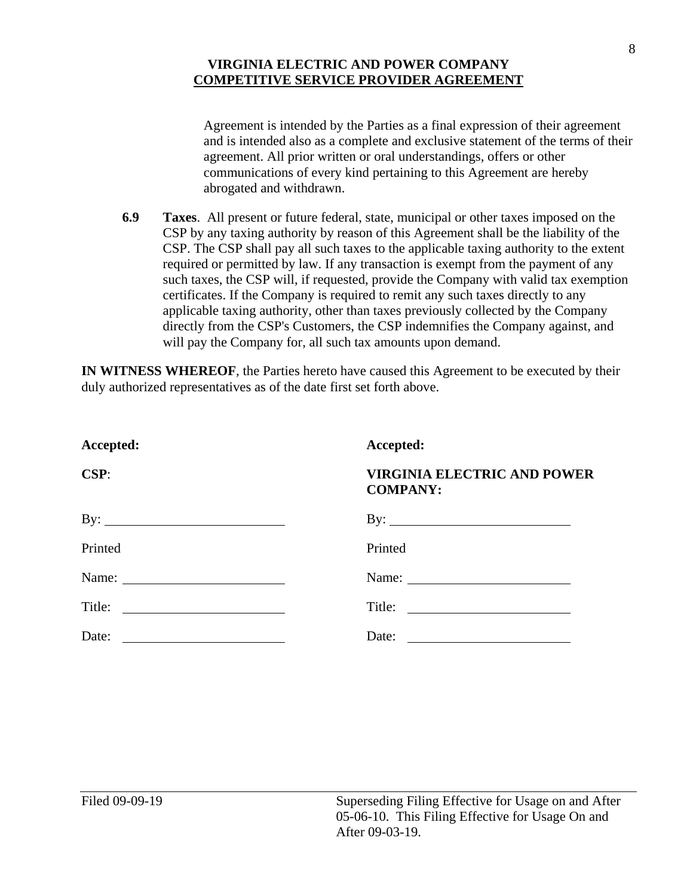Agreement is intended by the Parties as a final expression of their agreement and is intended also as a complete and exclusive statement of the terms of their agreement. All prior written or oral understandings, offers or other communications of every kind pertaining to this Agreement are hereby abrogated and withdrawn.

**6.9** **Taxes**. All present or future federal, state, municipal or other taxes imposed on the CSP by any taxing authority by reason of this Agreement shall be the liability of the CSP. The CSP shall pay all such taxes to the applicable taxing authority to the extent required or permitted by law. If any transaction is exempt from the payment of any such taxes, the CSP will, if requested, provide the Company with valid tax exemption certificates. If the Company is required to remit any such taxes directly to any applicable taxing authority, other than taxes previously collected by the Company directly from the CSP's Customers, the CSP indemnifies the Company against, and will pay the Company for, all such tax amounts upon demand.

**IN WITNESS WHEREOF**, the Parties hereto have caused this Agreement to be executed by their duly authorized representatives as of the date first set forth above.

| | |
|---|---|
| **Accepted:** | **Accepted:** |
| **CSP**: | **VIRGINIA ELECTRIC AND POWER COMPANY:** |
| By: ______________________ | By: ______________________ |
| Printed | Printed |
| Name: ____________________ | Name: ____________________ |
| Title: ____________________ | Title: ____________________ |
| Date: ____________________ | Date: ____________________ |

Filed 09-09-19

Superseding Filing Effective for Usage on and After 05-06-10. This Filing Effective for Usage On and After 09-03-19.